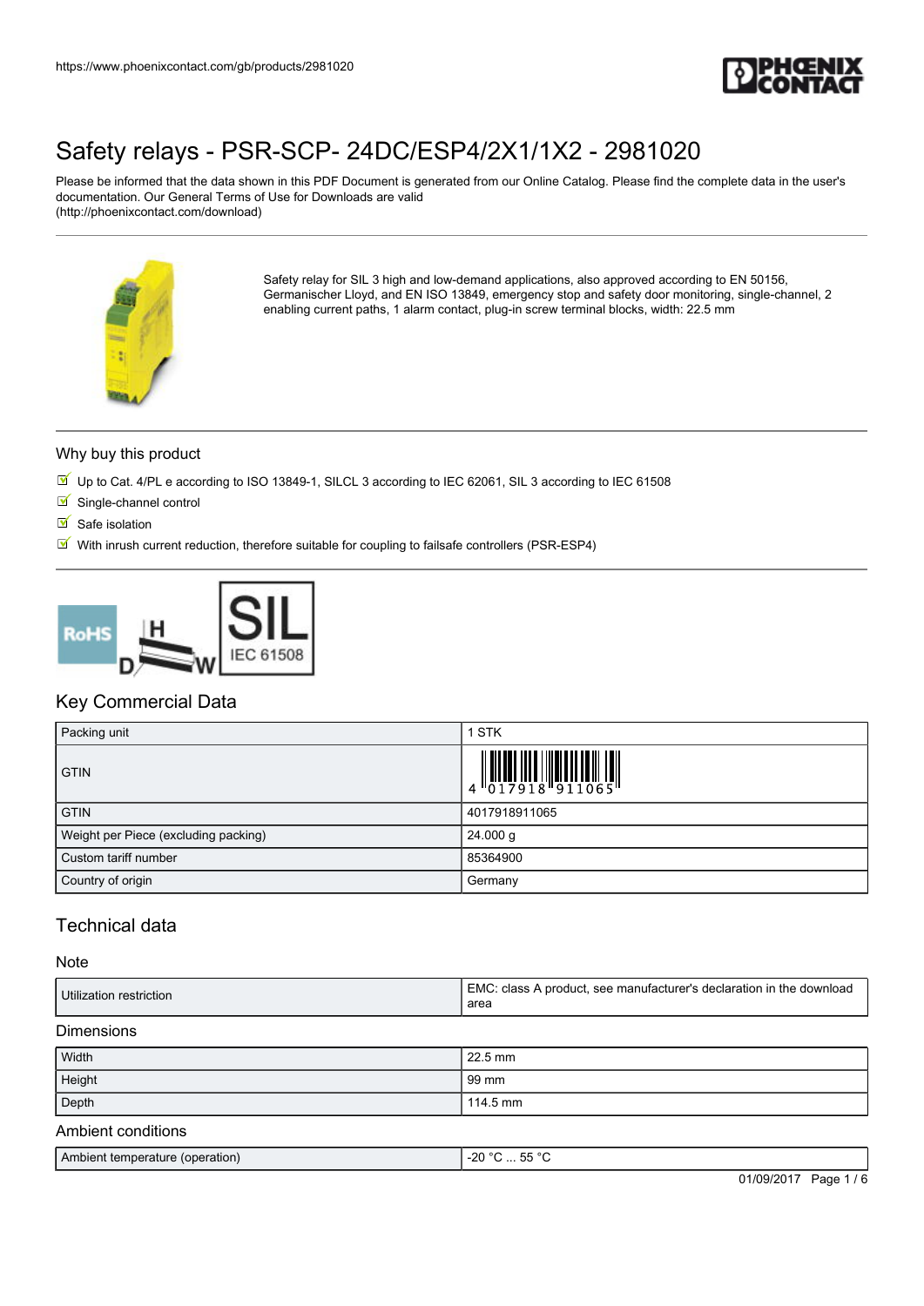# Safety relays - PSR-SCP- 24DC/ESP4/2X1/1X2 - 2981020

Please be informed that the data shown in this PDF Document is generated from our Online Catalog. Please find the complete data in the user's documentation. Our General Terms of Use for Downloads are valid (http://phoenixcontact.com/download)

Safety relay for SIL 3 high and low-demand applications, also approved according to EN 50156, Germanischer Lloyd, and EN ISO 13849, emergency stop and safety door monitoring, single-channel, 2 enabling current paths, 1 alarm contact, plug-in screw terminal blocks, width: 22.5 mm

## Why buy this product

- Up to Cat. 4/PL e according to ISO 13849-1, SILCL 3 according to IEC 62061, SIL 3 according to IEC 61508
- Single-channel control
- Safe isolation
- With inrush current reduction, therefore suitable for coupling to failsafe controllers (PSR-ESP4)

## Key Commercial Data

| Packing unit | 1 STK |
|---|---|
| GTIN | 4 017918 911065 |
| GTIN | 4017918911065 |
| Weight per Piece (excluding packing) | 24.000 g |
| Custom tariff number | 85364900 |
| Country of origin | Germany |

## Technical data

### Note

| Utilization restriction | EMC: class A product, see manufacturer's declaration in the download area |
|---|---|

### Dimensions

| Width | 22.5 mm |
|---|---|
| Height | 99 mm |
| Depth | 114.5 mm |

### Ambient conditions

| Ambient temperature (operation) | -20 °C ... 55 °C |
|---|---|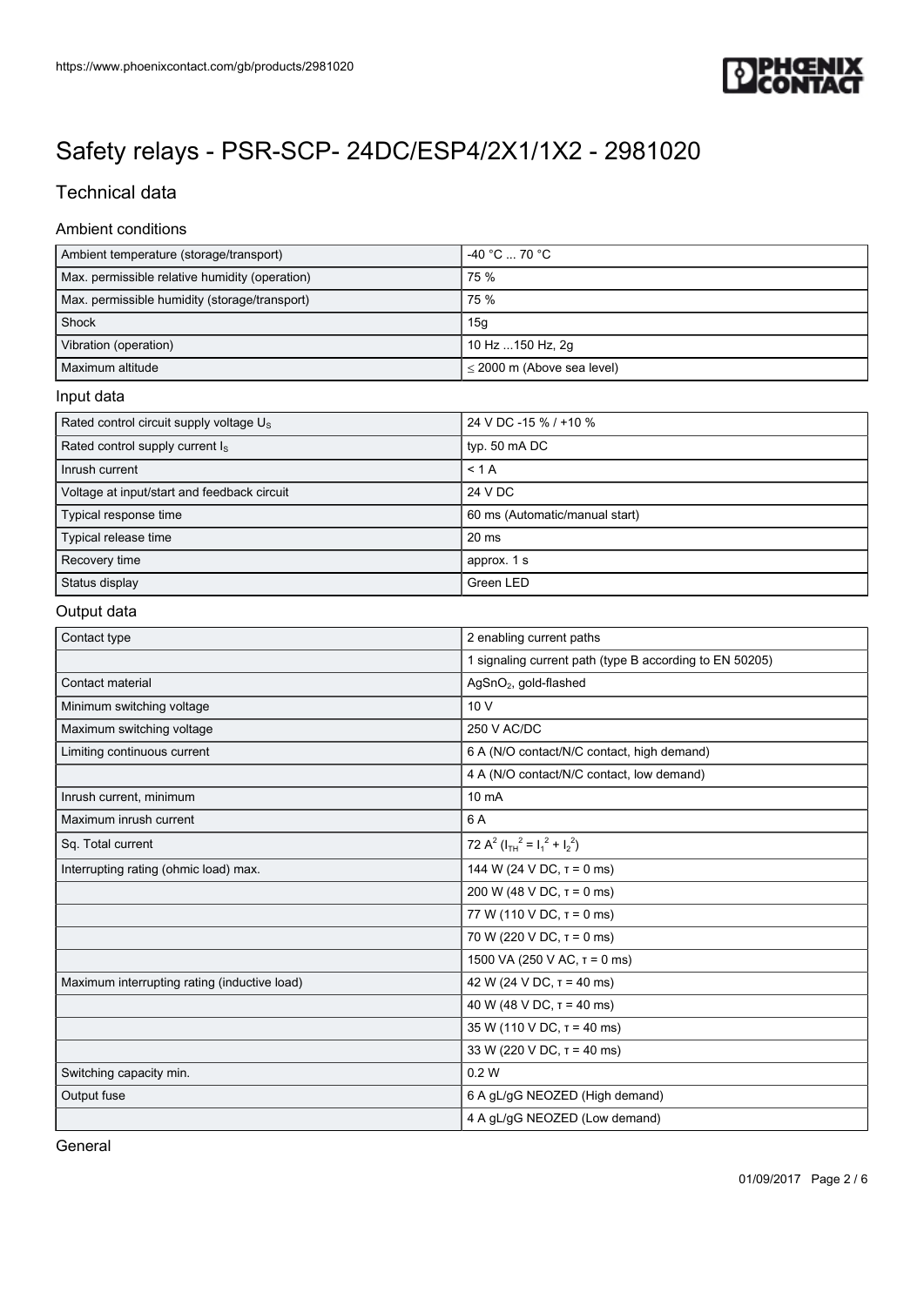# Safety relays - PSR-SCP- 24DC/ESP4/2X1/1X2 - 2981020

## Technical data

### Ambient conditions

| | |
|---|---|
| Ambient temperature (storage/transport) | -40 °C ... 70 °C |
| Max. permissible relative humidity (operation) | 75 % |
| Max. permissible humidity (storage/transport) | 75 % |
| Shock | 15g |
| Vibration (operation) | 10 Hz ...150 Hz, 2g |
| Maximum altitude | ≤ 2000 m (Above sea level) |

### Input data

| | |
|---|---|
| Rated control circuit supply voltage $U_S$ | 24 V DC -15 % / +10 % |
| Rated control supply current $I_S$ | typ. 50 mA DC |
| Inrush current | < 1 A |
| Voltage at input/start and feedback circuit | 24 V DC |
| Typical response time | 60 ms (Automatic/manual start) |
| Typical release time | 20 ms |
| Recovery time | approx. 1 s |
| Status display | Green LED |

### Output data

| | |
|---|---|
| Contact type | 2 enabling current paths |
| | 1 signaling current path (type B according to EN 50205) |
| Contact material | $AgSnO_2$, gold-flashed |
| Minimum switching voltage | 10 V |
| Maximum switching voltage | 250 V AC/DC |
| Limiting continuous current | 6 A (N/O contact/N/C contact, high demand) |
| | 4 A (N/O contact/N/C contact, low demand) |
| Inrush current, minimum | 10 mA |
| Maximum inrush current | 6 A |
| Sq. Total current | 72 $A^2$ ($I_{TH}^2 = I_1^2 + I_2^2$) |
| Interrupting rating (ohmic load) max. | 144 W (24 V DC, τ = 0 ms) |
| | 200 W (48 V DC, τ = 0 ms) |
| | 77 W (110 V DC, τ = 0 ms) |
| | 70 W (220 V DC, τ = 0 ms) |
| | 1500 VA (250 V AC, τ = 0 ms) |
| Maximum interrupting rating (inductive load) | 42 W (24 V DC, τ = 40 ms) |
| | 40 W (48 V DC, τ = 40 ms) |
| | 35 W (110 V DC, τ = 40 ms) |
| | 33 W (220 V DC, τ = 40 ms) |
| Switching capacity min. | 0.2 W |
| Output fuse | 6 A gL/gG NEOZED (High demand) |
| | 4 A gL/gG NEOZED (Low demand) |

### General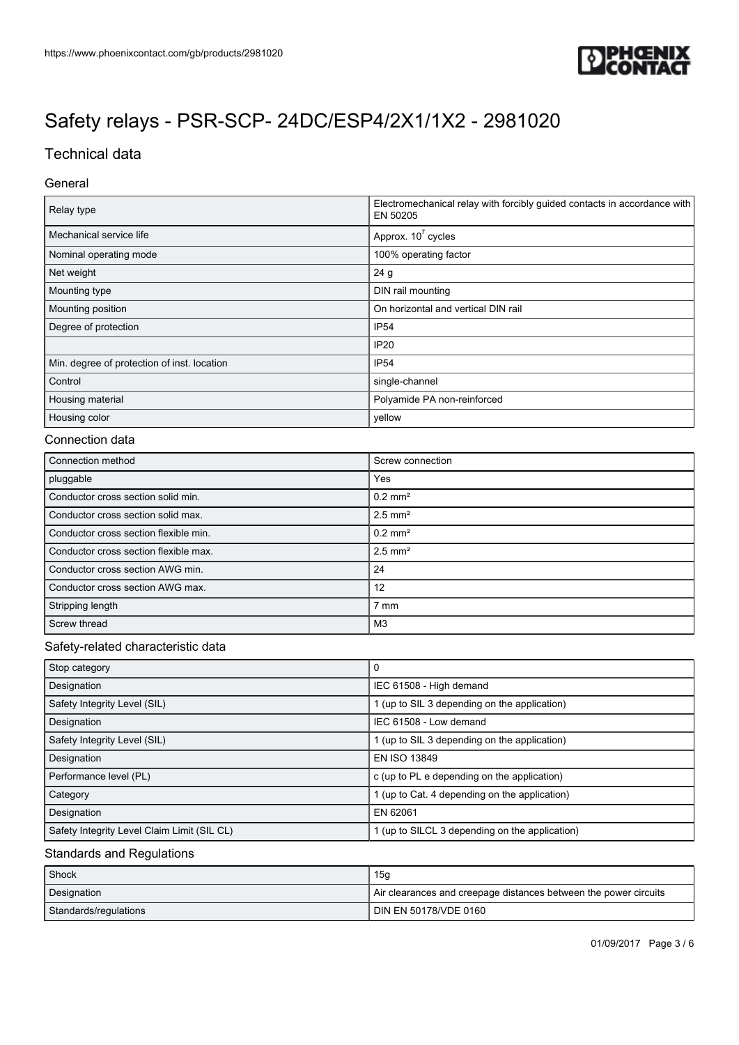# Safety relays - PSR-SCP- 24DC/ESP4/2X1/1X2 - 2981020

## Technical data

### General

| | |
|---|---|
| Relay type | Electromechanical relay with forcibly guided contacts in accordance with EN 50205 |
| Mechanical service life | Approx. $10^7$ cycles |
| Nominal operating mode | 100% operating factor |
| Net weight | 24 g |
| Mounting type | DIN rail mounting |
| Mounting position | On horizontal and vertical DIN rail |
| Degree of protection | IP54 |
| | IP20 |
| Min. degree of protection of inst. location | IP54 |
| Control | single-channel |
| Housing material | Polyamide PA non-reinforced |
| Housing color | yellow |

### Connection data

| | |
|---|---|
| Connection method | Screw connection |
| pluggable | Yes |
| Conductor cross section solid min. | 0.2 mm² |
| Conductor cross section solid max. | 2.5 mm² |
| Conductor cross section flexible min. | 0.2 mm² |
| Conductor cross section flexible max. | 2.5 mm² |
| Conductor cross section AWG min. | 24 |
| Conductor cross section AWG max. | 12 |
| Stripping length | 7 mm |
| Screw thread | M3 |

### Safety-related characteristic data

| | |
|---|---|
| Stop category | 0 |
| Designation | IEC 61508 - High demand |
| Safety Integrity Level (SIL) | 1 (up to SIL 3 depending on the application) |
| Designation | IEC 61508 - Low demand |
| Safety Integrity Level (SIL) | 1 (up to SIL 3 depending on the application) |
| Designation | EN ISO 13849 |
| Performance level (PL) | c (up to PL e depending on the application) |
| Category | 1 (up to Cat. 4 depending on the application) |
| Designation | EN 62061 |
| Safety Integrity Level Claim Limit (SIL CL) | 1 (up to SILCL 3 depending on the application) |

### Standards and Regulations

| | |
|---|---|
| Shock | 15g |
| Designation | Air clearances and creepage distances between the power circuits |
| Standards/regulations | DIN EN 50178/VDE 0160 |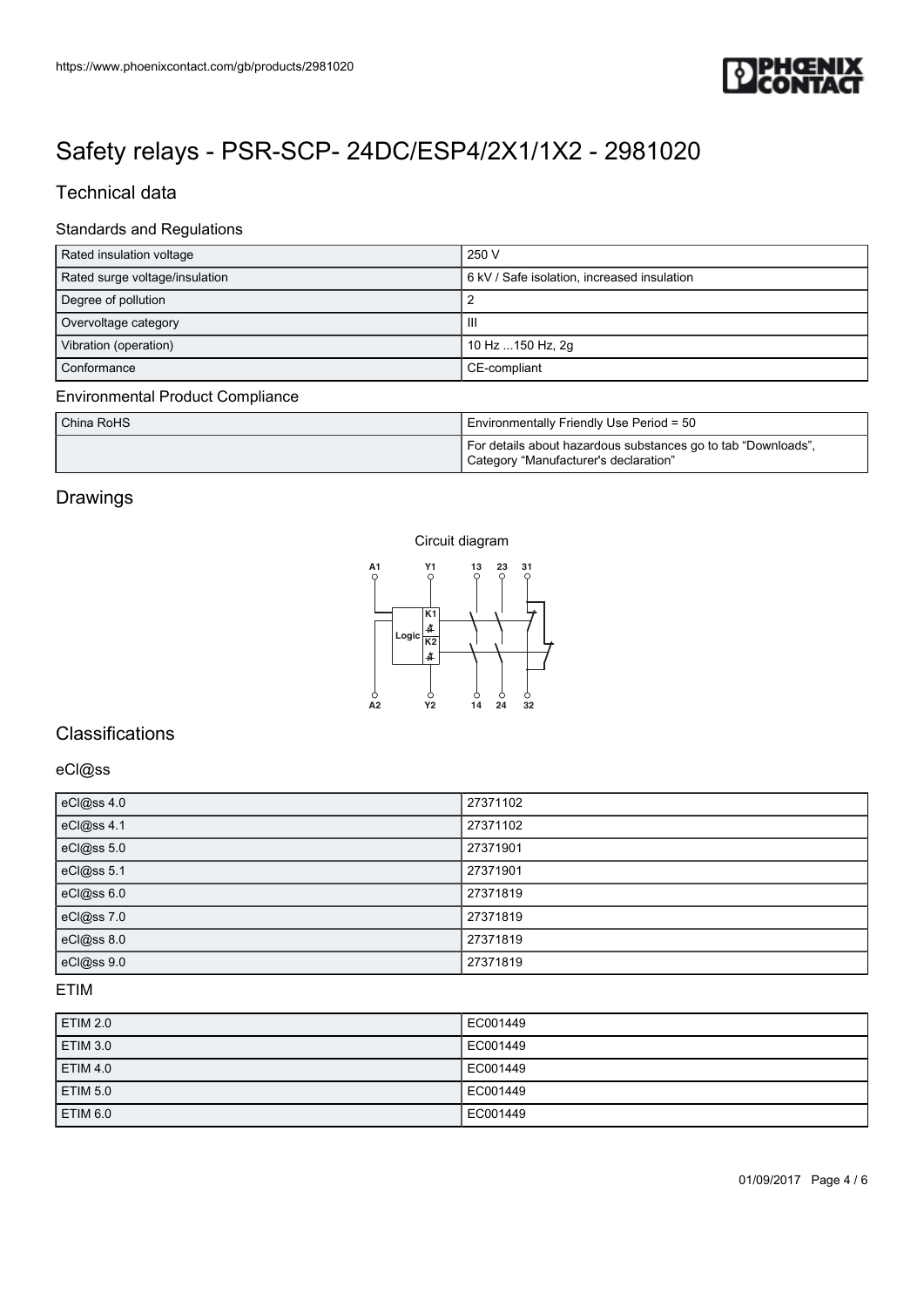# Safety relays - PSR-SCP- 24DC/ESP4/2X1/1X2 - 2981020

## Technical data

### Standards and Regulations

| | |
|---|---|
| Rated insulation voltage | 250 V |
| Rated surge voltage/insulation | 6 kV / Safe isolation, increased insulation |
| Degree of pollution | 2 |
| Overvoltage category | III |
| Vibration (operation) | 10 Hz ...150 Hz, 2g |
| Conformance | CE-compliant |

### Environmental Product Compliance

| | |
|---|---|
| China RoHS | Environmentally Friendly Use Period = 50 |
| | For details about hazardous substances go to tab “Downloads”, Category “Manufacturer's declaration” |

## Drawings

Circuit diagram

## Classifications

### eCl@ss

| | |
|---|---|
| eCl@ss 4.0 | 27371102 |
| eCl@ss 4.1 | 27371102 |
| eCl@ss 5.0 | 27371901 |
| eCl@ss 5.1 | 27371901 |
| eCl@ss 6.0 | 27371819 |
| eCl@ss 7.0 | 27371819 |
| eCl@ss 8.0 | 27371819 |
| eCl@ss 9.0 | 27371819 |

### ETIM

| | |
|---|---|
| ETIM 2.0 | EC001449 |
| ETIM 3.0 | EC001449 |
| ETIM 4.0 | EC001449 |
| ETIM 5.0 | EC001449 |
| ETIM 6.0 | EC001449 |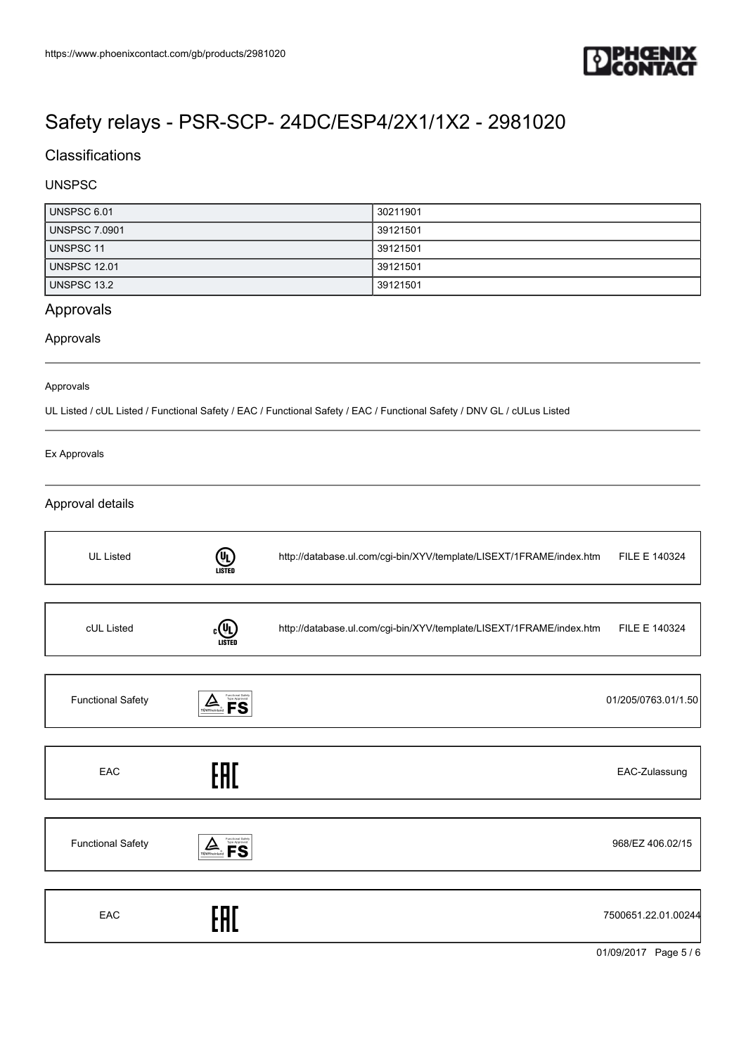# Safety relays - PSR-SCP- 24DC/ESP4/2X1/1X2 - 2981020

## Classifications

### UNSPSC

| | |
|---|---|
| UNSPSC 6.01 | 30211901 |
| UNSPSC 7.0901 | 39121501 |
| UNSPSC 11 | 39121501 |
| UNSPSC 12.01 | 39121501 |
| UNSPSC 13.2 | 39121501 |

## Approvals

### Approvals

Approvals

UL Listed / cUL Listed / Functional Safety / EAC / Functional Safety / EAC / Functional Safety / DNV GL / cULus Listed

Ex Approvals

### Approval details

| | | |
|---|---|---|
| UL Listed | http://database.ul.com/cgi-bin/XYV/template/LISEXT/1FRAME/index.htm | FILE E 140324 |

| | | |
|---|---|---|
| cUL Listed | http://database.ul.com/cgi-bin/XYV/template/LISEXT/1FRAME/index.htm | FILE E 140324 |

| | |
|---|---|
| Functional Safety | 01/205/0763.01/1.50 |

| | |
|---|---|
| EAC | EAC-Zulassung |

| | |
|---|---|
| Functional Safety | 968/EZ 406.02/15 |

| | |
|---|---|
| EAC | 7500651.22.01.00244 |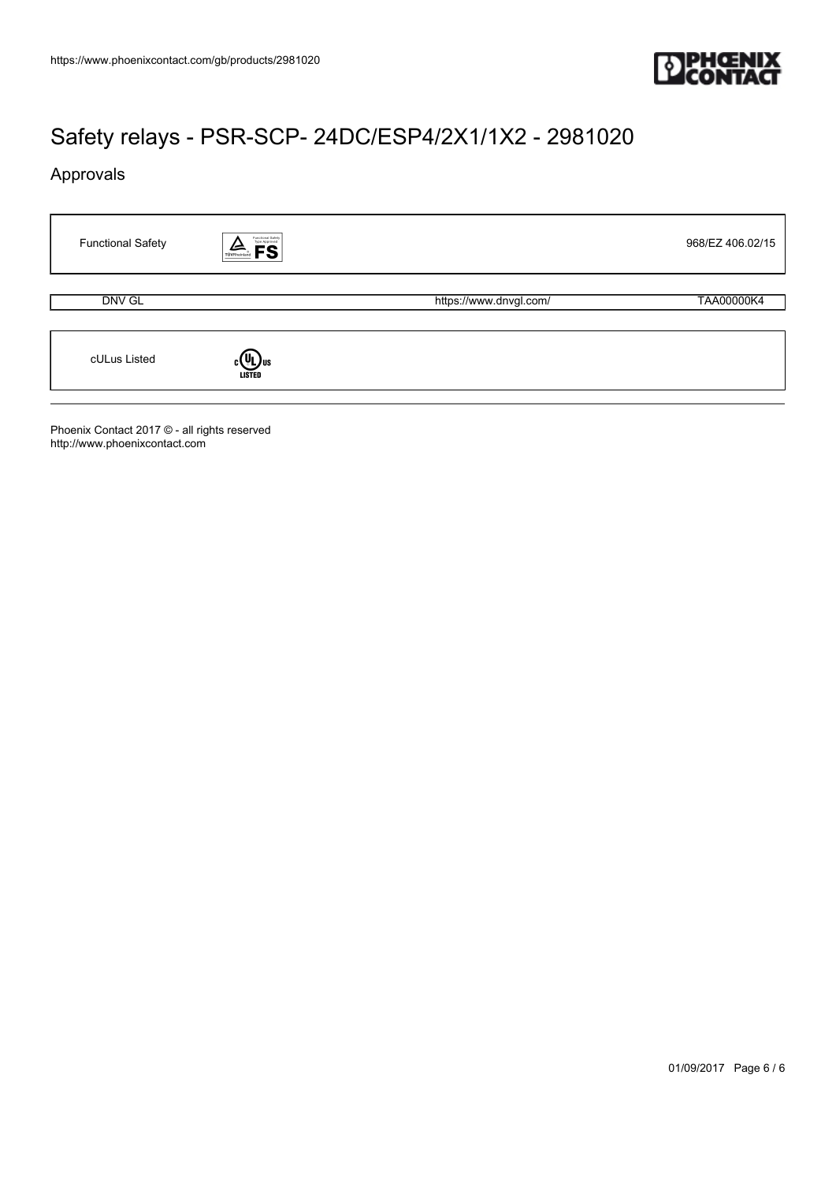# Safety relays - PSR-SCP- 24DC/ESP4/2X1/1X2 - 2981020

## Approvals

| | | |
|---|---|---|
| Functional Safety | | 968/EZ 406.02/15 |

| | | |
|---|---|---|
| DNV GL | https://www.dnvgl.com/ | TAA00000K4 |

| | |
|---|---|
| cULus Listed | |

Phoenix Contact 2017 © - all rights reserved
http://www.phoenixcontact.com